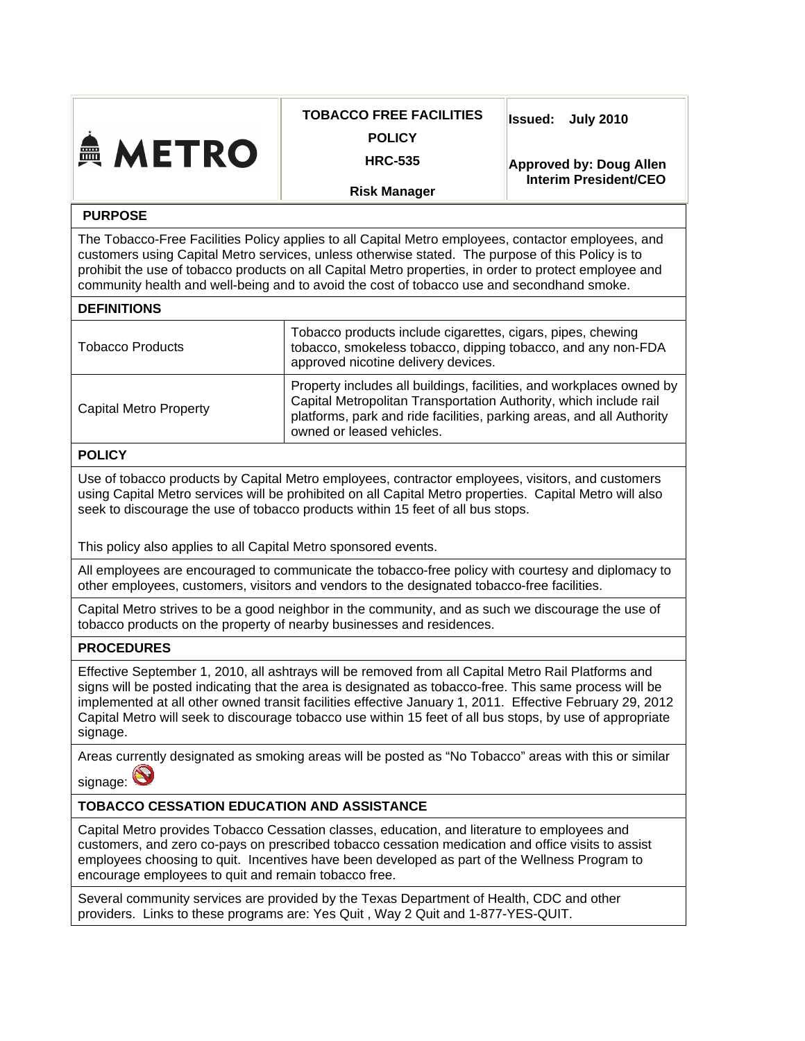| METRO | TOBACCO FREE FACILITIES POLICY HRC-535 Risk Manager | Issued: July 2010 Approved by: Doug Allen Interim President/CEO |
|---|---|---|

## PURPOSE

The Tobacco-Free Facilities Policy applies to all Capital Metro employees, contactor employees, and customers using Capital Metro services, unless otherwise stated. The purpose of this Policy is to prohibit the use of tobacco products on all Capital Metro properties, in order to protect employee and community health and well-being and to avoid the cost of tobacco use and secondhand smoke.

## DEFINITIONS

| | |
|---|---|
| Tobacco Products | Tobacco products include cigarettes, cigars, pipes, chewing tobacco, smokeless tobacco, dipping tobacco, and any non-FDA approved nicotine delivery devices. |
| Capital Metro Property | Property includes all buildings, facilities, and workplaces owned by Capital Metropolitan Transportation Authority, which include rail platforms, park and ride facilities, parking areas, and all Authority owned or leased vehicles. |

## POLICY

Use of tobacco products by Capital Metro employees, contractor employees, visitors, and customers using Capital Metro services will be prohibited on all Capital Metro properties. Capital Metro will also seek to discourage the use of tobacco products within 15 feet of all bus stops.

This policy also applies to all Capital Metro sponsored events.

All employees are encouraged to communicate the tobacco-free policy with courtesy and diplomacy to other employees, customers, visitors and vendors to the designated tobacco-free facilities.

Capital Metro strives to be a good neighbor in the community, and as such we discourage the use of tobacco products on the property of nearby businesses and residences.

## PROCEDURES

Effective September 1, 2010, all ashtrays will be removed from all Capital Metro Rail Platforms and signs will be posted indicating that the area is designated as tobacco-free. This same process will be implemented at all other owned transit facilities effective January 1, 2011. Effective February 29, 2012 Capital Metro will seek to discourage tobacco use within 15 feet of all bus stops, by use of appropriate signage.

Areas currently designated as smoking areas will be posted as "No Tobacco" areas with this or similar signage:

## TOBACCO CESSATION EDUCATION AND ASSISTANCE

Capital Metro provides Tobacco Cessation classes, education, and literature to employees and customers, and zero co-pays on prescribed tobacco cessation medication and office visits to assist employees choosing to quit. Incentives have been developed as part of the Wellness Program to encourage employees to quit and remain tobacco free.

Several community services are provided by the Texas Department of Health, CDC and other providers. Links to these programs are: Yes Quit , Way 2 Quit and 1-877-YES-QUIT.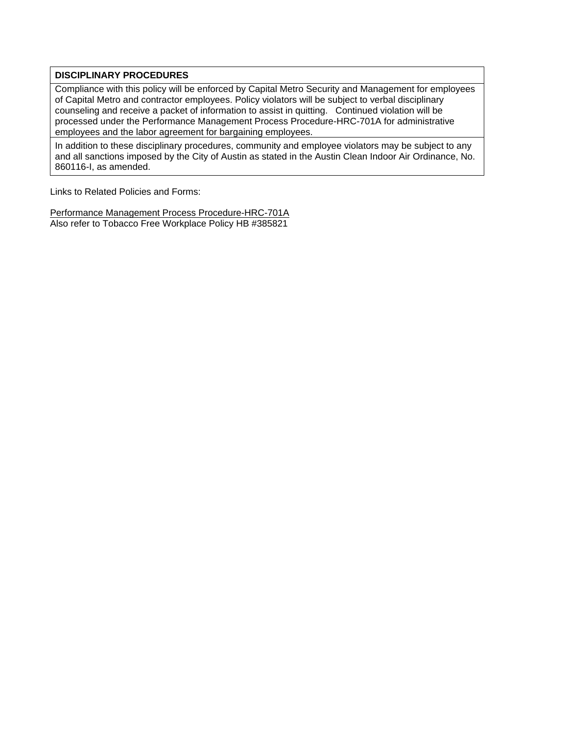| DISCIPLINARY PROCEDURES |
| --- |
| Compliance with this policy will be enforced by Capital Metro Security and Management for employees of Capital Metro and contractor employees. Policy violators will be subject to verbal disciplinary counseling and receive a packet of information to assist in quitting. Continued violation will be processed under the Performance Management Process Procedure-HRC-701A for administrative employees and the labor agreement for bargaining employees. |
| In addition to these disciplinary procedures, community and employee violators may be subject to any and all sanctions imposed by the City of Austin as stated in the Austin Clean Indoor Air Ordinance, No. 860116-I, as amended. |

Links to Related Policies and Forms:

Performance Management Process Procedure-HRC-701A
Also refer to Tobacco Free Workplace Policy HB #385821